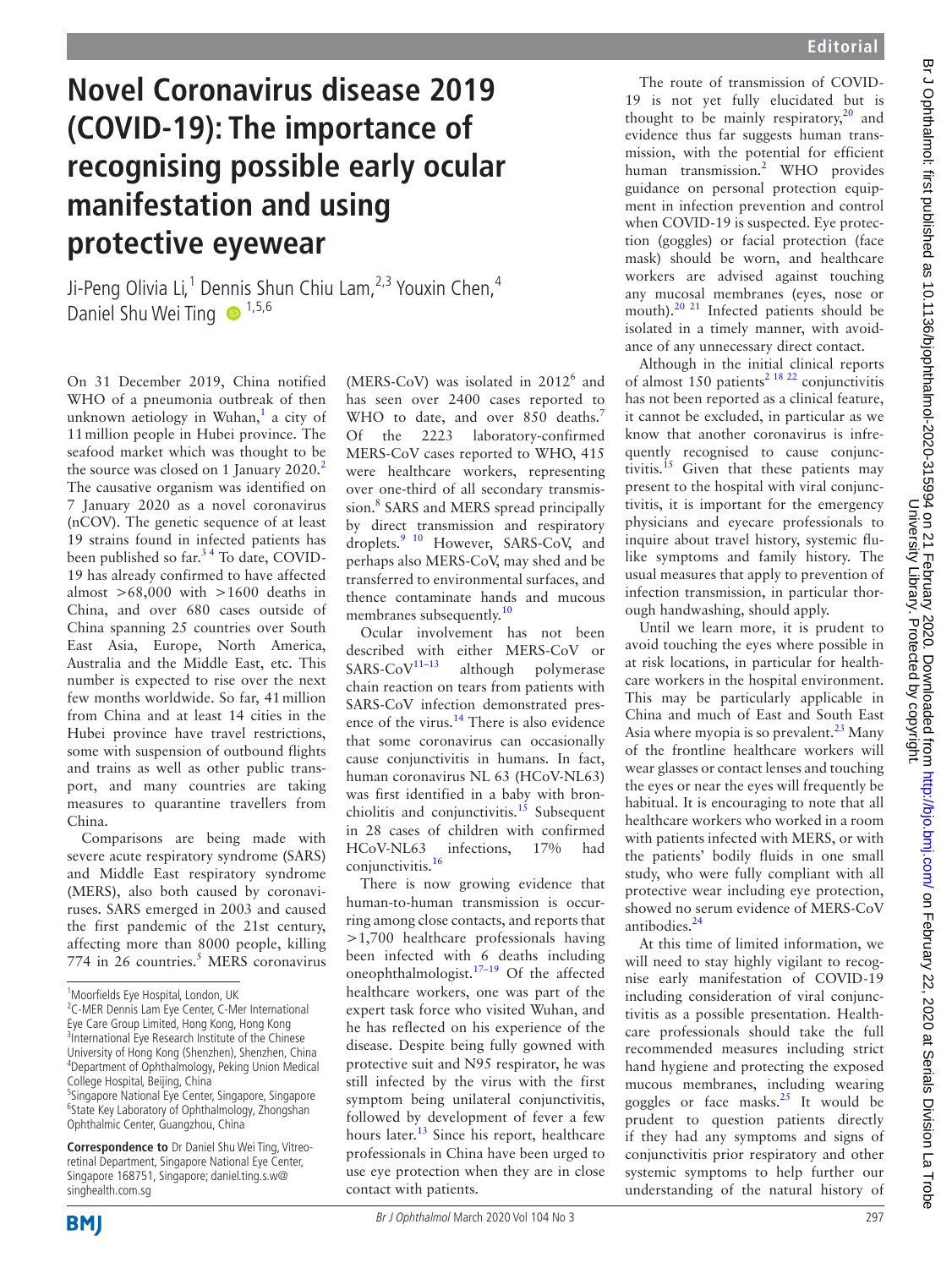Editorial

# Novel Coronavirus disease 2019 (COVID-19): The importance of recognising possible early ocular manifestation and using protective eyewear

Ji-Peng Olivia Li,[1] Dennis Shun Chiu Lam,[2,3] Youxin Chen,[4] Daniel Shu Wei Ting [1,5,6]

On 31 December 2019, China notified WHO of a pneumonia outbreak of then unknown aetiology in Wuhan,[1] a city of 11 million people in Hubei province. The seafood market which was thought to be the source was closed on 1 January 2020.[2] The causative organism was identified on 7 January 2020 as a novel coronavirus (nCOV). The genetic sequence of at least 19 strains found in infected patients has been published so far.[3 4] To date, COVID-19 has already confirmed to have affected almost >68,000 with >1600 deaths in China, and over 680 cases outside of China spanning 25 countries over South East Asia, Europe, North America, Australia and the Middle East, etc. This number is expected to rise over the next few months worldwide. So far, 41 million from China and at least 14 cities in the Hubei province have travel restrictions, some with suspension of outbound flights and trains as well as other public transport, and many countries are taking measures to quarantine travellers from China.

Comparisons are being made with severe acute respiratory syndrome (SARS) and Middle East respiratory syndrome (MERS), also both caused by coronaviruses. SARS emerged in 2003 and caused the first pandemic of the 21st century, affecting more than 8000 people, killing 774 in 26 countries.[5] MERS coronavirus (MERS-CoV) was isolated in 2012[6] and has seen over 2400 cases reported to WHO to date, and over 850 deaths.[7] Of the 2223 laboratory-confirmed MERS-CoV cases reported to WHO, 415 were healthcare workers, representing over one-third of all secondary transmission.[8] SARS and MERS spread principally by direct transmission and respiratory droplets.[9 10] However, SARS-CoV, and perhaps also MERS-CoV, may shed and be transferred to environmental surfaces, and thence contaminate hands and mucous membranes subsequently.[10]

Ocular involvement has not been described with either MERS-CoV or SARS-CoV[11–13] although polymerase chain reaction on tears from patients with SARS-CoV infection demonstrated presence of the virus.[14] There is also evidence that some coronavirus can occasionally cause conjunctivitis in humans. In fact, human coronavirus NL 63 (HCoV-NL63) was first identified in a baby with bronchiolitis and conjunctivitis.[15] Subsequent in 28 cases of children with confirmed HCoV-NL63 infections, 17% had conjunctivitis.[16]

There is now growing evidence that human-to-human transmission is occurring among close contacts, and reports that >1,700 healthcare professionals having been infected with 6 deaths including oneophthalmologist.[17–19] Of the affected healthcare workers, one was part of the expert task force who visited Wuhan, and he has reflected on his experience of the disease. Despite being fully gowned with protective suit and N95 respirator, he was still infected by the virus with the first symptom being unilateral conjunctivitis, followed by development of fever a few hours later.[13] Since his report, healthcare professionals in China have been urged to use eye protection when they are in close contact with patients.

The route of transmission of COVID-19 is not yet fully elucidated but is thought to be mainly respiratory,[20] and evidence thus far suggests human transmission, with the potential for efficient human transmission.[2] WHO provides guidance on personal protection equipment in infection prevention and control when COVID-19 is suspected. Eye protection (goggles) or facial protection (face mask) should be worn, and healthcare workers are advised against touching any mucosal membranes (eyes, nose or mouth).[20 21] Infected patients should be isolated in a timely manner, with avoidance of any unnecessary direct contact.

Although in the initial clinical reports of almost 150 patients[2 18 22] conjunctivitis has not been reported as a clinical feature, it cannot be excluded, in particular as we know that another coronavirus is infrequently recognised to cause conjunctivitis.[15] Given that these patients may present to the hospital with viral conjunctivitis, it is important for the emergency physicians and eyecare professionals to inquire about travel history, systemic flu-like symptoms and family history. The usual measures that apply to prevention of infection transmission, in particular thorough handwashing, should apply.

Until we learn more, it is prudent to avoid touching the eyes where possible in at risk locations, in particular for healthcare workers in the hospital environment. This may be particularly applicable in China and much of East and South East Asia where myopia is so prevalent.[23] Many of the frontline healthcare workers will wear glasses or contact lenses and touching the eyes or near the eyes will frequently be habitual. It is encouraging to note that all healthcare workers who worked in a room with patients infected with MERS, or with the patients' bodily fluids in one small study, who were fully compliant with all protective wear including eye protection, showed no serum evidence of MERS-CoV antibodies.[24]

At this time of limited information, we will need to stay highly vigilant to recognise early manifestation of COVID-19 including consideration of viral conjunctivitis as a possible presentation. Healthcare professionals should take the full recommended measures including strict hand hygiene and protecting the exposed mucous membranes, including wearing goggles or face masks.[25] It would be prudent to question patients directly if they had any symptoms and signs of conjunctivitis prior respiratory and other systemic symptoms to help further our understanding of the natural history of

[1]Moorfields Eye Hospital, London, UK
[2]C-MER Dennis Lam Eye Center, C-Mer International Eye Care Group Limited, Hong Kong, Hong Kong
[3]International Eye Research Institute of the Chinese University of Hong Kong (Shenzhen), Shenzhen, China
[4]Department of Ophthalmology, Peking Union Medical College Hospital, Beijing, China
[5]Singapore National Eye Center, Singapore, Singapore
[6]State Key Laboratory of Ophthalmology, Zhongshan Ophthalmic Center, Guangzhou, China

**Correspondence to** Dr Daniel Shu Wei Ting, Vitreoretinal Department, Singapore National Eye Center, Singapore 168751, Singapore; daniel.ting.s.w@singhealth.com.sg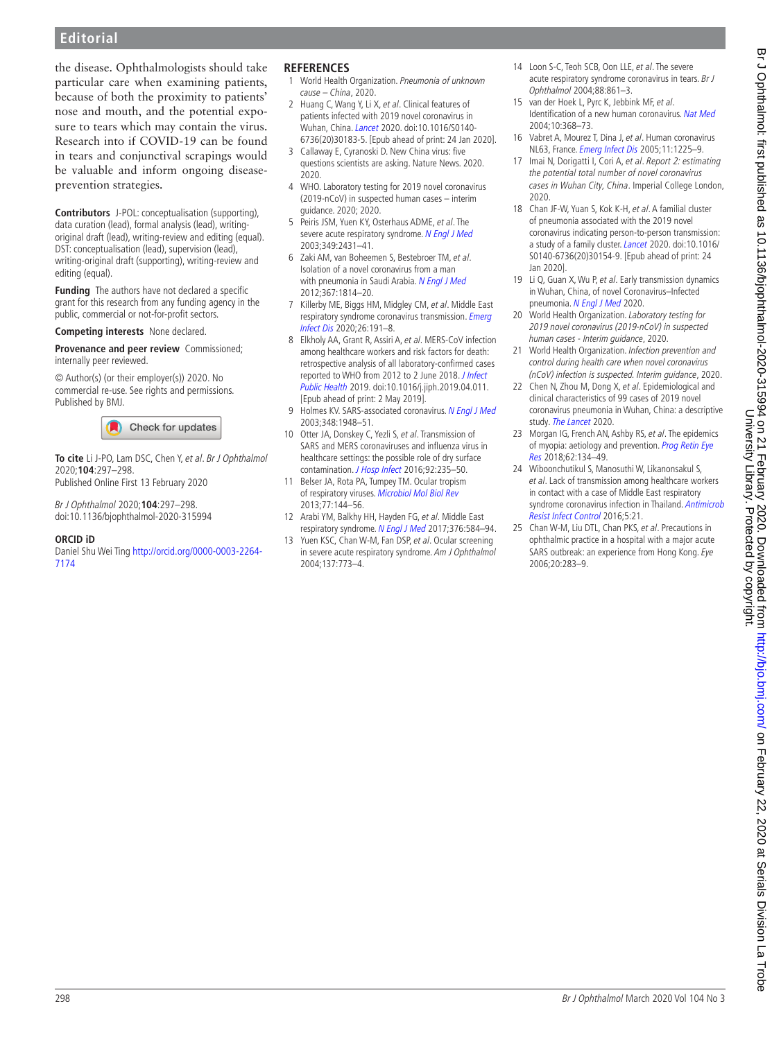the disease. Ophthalmologists should take particular care when examining patients, because of both the proximity to patients' nose and mouth, and the potential exposure to tears which may contain the virus. Research into if COVID-19 can be found in tears and conjunctival scrapings would be valuable and inform ongoing disease-prevention strategies.

**Contributors** J-POL: conceptualisation (supporting), data curation (lead), formal analysis (lead), writing-original draft (lead), writing-review and editing (equal). DST: conceptualisation (lead), supervision (lead), writing-original draft (supporting), writing-review and editing (equal).

**Funding** The authors have not declared a specific grant for this research from any funding agency in the public, commercial or not-for-profit sectors.

**Competing interests** None declared.

**Provenance and peer review** Commissioned; internally peer reviewed.

© Author(s) (or their employer(s)) 2020. No commercial re-use. See rights and permissions. Published by BMJ.

**To cite** Li J-PO, Lam DSC, Chen Y, *et al*. *Br J Ophthalmol* 2020;**104**:297–298.
Published Online First 13 February 2020

*Br J Ophthalmol* 2020;**104**:297–298.
doi:10.1136/bjophthalmol-2020-315994

### ORCID iD

Daniel Shu Wei Ting http://orcid.org/0000-0003-2264-7174

## REFERENCES

1. World Health Organization. *Pneumonia of unknown cause – China*, 2020.
2. Huang C, Wang Y, Li X, *et al*. Clinical features of patients infected with 2019 novel coronavirus in Wuhan, China. *Lancet* 2020. doi:10.1016/S0140-6736(20)30183-5. [Epub ahead of print: 24 Jan 2020].
3. Callaway E, Cyranoski D. New China virus: five questions scientists are asking. Nature News. 2020. 2020.
4. WHO. Laboratory testing for 2019 novel coronavirus (2019-nCoV) in suspected human cases – interim guidance. 2020; 2020.
5. Peiris JSM, Yuen KY, Osterhaus ADME, *et al*. The severe acute respiratory syndrome. *N Engl J Med* 2003;349:2431–41.
6. Zaki AM, van Boheemen S, Bestebroer TM, *et al*. Isolation of a novel coronavirus from a man with pneumonia in Saudi Arabia. *N Engl J Med* 2012;367:1814–20.
7. Killerby ME, Biggs HM, Midgley CM, *et al*. Middle East respiratory syndrome coronavirus transmission. *Emerg Infect Dis* 2020;26:191–8.
8. Elkholy AA, Grant R, Assiri A, *et al*. MERS-CoV infection among healthcare workers and risk factors for death: retrospective analysis of all laboratory-confirmed cases reported to WHO from 2012 to 2 June 2018. *J Infect Public Health* 2019. doi:10.1016/j.jiph.2019.04.011. [Epub ahead of print: 2 May 2019].
9. Holmes KV. SARS-associated coronavirus. *N Engl J Med* 2003;348:1948–51.
10. Otter JA, Donskey C, Yezli S, *et al*. Transmission of SARS and MERS coronaviruses and influenza virus in healthcare settings: the possible role of dry surface contamination. *J Hosp Infect* 2016;92:235–50.
11. Belser JA, Rota PA, Tumpey TM. Ocular tropism of respiratory viruses. *Microbiol Mol Biol Rev* 2013;77:144–56.
12. Arabi YM, Balkhy HH, Hayden FG, *et al*. Middle East respiratory syndrome. *N Engl J Med* 2017;376:584–94.
13. Yuen KSC, Chan W-M, Fan DSP, *et al*. Ocular screening in severe acute respiratory syndrome. *Am J Ophthalmol* 2004;137:773–4.
14. Loon S-C, Teoh SCB, Oon LLE, *et al*. The severe acute respiratory syndrome coronavirus in tears. *Br J Ophthalmol* 2004;88:861–3.
15. van der Hoek L, Pyrc K, Jebbink MF, *et al*. Identification of a new human coronavirus. *Nat Med* 2004;10:368–73.
16. Vabret A, Mourez T, Dina J, *et al*. Human coronavirus NL63, France. *Emerg Infect Dis* 2005;11:1225–9.
17. Imai N, Dorigatti I, Cori A, *et al*. *Report 2: estimating the potential total number of novel coronavirus cases in Wuhan City, China*. Imperial College London, 2020.
18. Chan JF-W, Yuan S, Kok K-H, *et al*. A familial cluster of pneumonia associated with the 2019 novel coronavirus indicating person-to-person transmission: a study of a family cluster. *Lancet* 2020. doi:10.1016/S0140-6736(20)30154-9. [Epub ahead of print: 24 Jan 2020].
19. Li Q, Guan X, Wu P, *et al*. Early transmission dynamics in Wuhan, China, of novel Coronavirus–Infected pneumonia. *N Engl J Med* 2020.
20. World Health Organization. *Laboratory testing for 2019 novel coronavirus (2019-nCoV) in suspected human cases - Interim guidance*, 2020.
21. World Health Organization. *Infection prevention and control during health care when novel coronavirus (nCoV) infection is suspected. Interim guidance*, 2020.
22. Chen N, Zhou M, Dong X, *et al*. Epidemiological and clinical characteristics of 99 cases of 2019 novel coronavirus pneumonia in Wuhan, China: a descriptive study. *The Lancet* 2020.
23. Morgan IG, French AN, Ashby RS, *et al*. The epidemics of myopia: aetiology and prevention. *Prog Retin Eye Res* 2018;62:134–49.
24. Wiboonchutikul S, Manosuthi W, Likanonsakul S, *et al*. Lack of transmission among healthcare workers in contact with a case of Middle East respiratory syndrome coronavirus infection in Thailand. *Antimicrob Resist Infect Control* 2016;5:21.
25. Chan W-M, Liu DTL, Chan PKS, *et al*. Precautions in ophthalmic practice in a hospital with a major acute SARS outbreak: an experience from Hong Kong. *Eye* 2006;20:283–9.